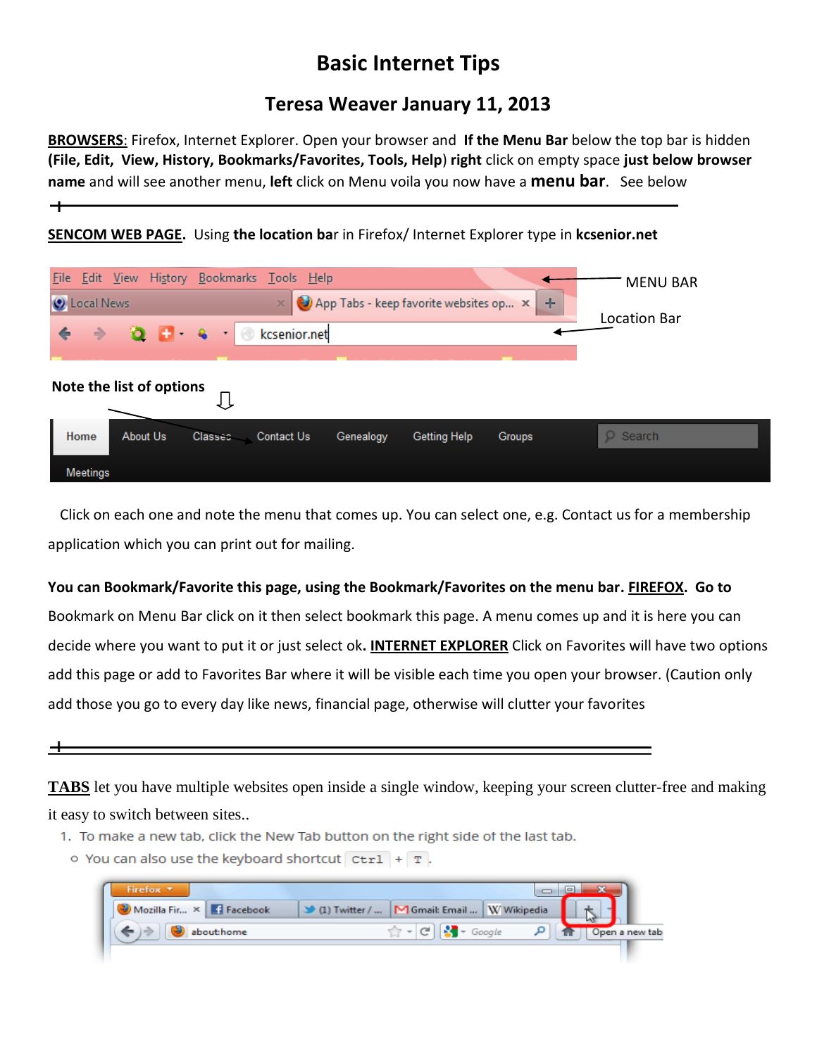# Basic Internet Tips

## Teresa Weaver January 11, 2013

**BROWSERS**: Firefox, Internet Explorer. Open your browser and **If the Menu Bar** below the top bar is hidden **(File, Edit, View, History, Bookmarks/Favorites, Tools, Help)** **right** click on empty space **just below browser name** and will see another menu, **left** click on Menu voila you now have a **menu bar**. See below

---

**SENCOM WEB PAGE**. Using **the location ba**r in Firefox/ Internet Explorer type in **kcsenior.net**

MENU BAR

Location Bar

**Note the list of options**

Click on each one and note the menu that comes up. You can select one, e.g. Contact us for a membership application which you can print out for mailing.

**You can Bookmark/Favorite this page, using the Bookmark/Favorites on the menu bar. FIREFOX. Go to** Bookmark on Menu Bar click on it then select bookmark this page. A menu comes up and it is here you can decide where you want to put it or just select ok**. INTERNET EXPLORER** Click on Favorites will have two options add this page or add to Favorites Bar where it will be visible each time you open your browser. (Caution only add those you go to every day like news, financial page, otherwise will clutter your favorites

---

**TABS** let you have multiple websites open inside a single window, keeping your screen clutter-free and making it easy to switch between sites..

1. To make a new tab, click the New Tab button on the right side of the last tab.
   - You can also use the keyboard shortcut `Ctrl` + `T`.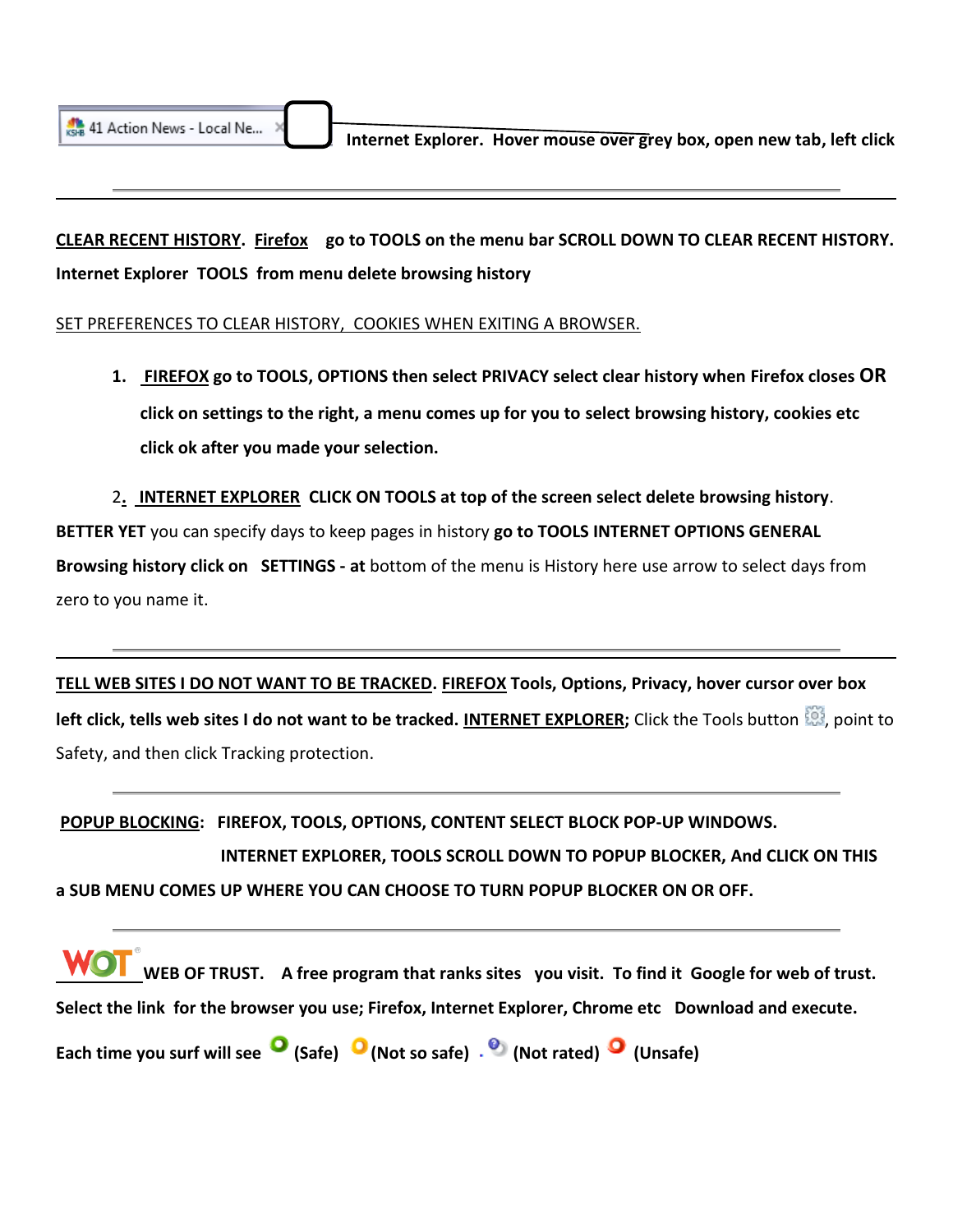41 Action News - Local Ne... **Internet Explorer. Hover mouse over grey box, open new tab, left click**

---

**CLEAR RECENT HISTORY. Firefox go to TOOLS on the menu bar SCROLL DOWN TO CLEAR RECENT HISTORY. Internet Explorer TOOLS from menu delete browsing history**

SET PREFERENCES TO CLEAR HISTORY, COOKIES WHEN EXITING A BROWSER.

1. **FIREFOX go to TOOLS, OPTIONS then select PRIVACY select clear history when Firefox closes OR click on settings to the right, a menu comes up for you to select browsing history, cookies etc click ok after you made your selection.**

2. **INTERNET EXPLORER CLICK ON TOOLS at top of the screen select delete browsing history**.

**BETTER YET** you can specify days to keep pages in history **go to TOOLS INTERNET OPTIONS GENERAL Browsing history click on SETTINGS - at** bottom of the menu is History here use arrow to select days from zero to you name it.

---

**TELL WEB SITES I DO NOT WANT TO BE TRACKED. FIREFOX Tools, Options, Privacy, hover cursor over box left click, tells web sites I do not want to be tracked. INTERNET EXPLORER;** Click the Tools button, point to Safety, and then click Tracking protection.

---

**POPUP BLOCKING: FIREFOX, TOOLS, OPTIONS, CONTENT SELECT BLOCK POP-UP WINDOWS.**

**INTERNET EXPLORER, TOOLS SCROLL DOWN TO POPUP BLOCKER, And CLICK ON THIS a SUB MENU COMES UP WHERE YOU CAN CHOOSE TO TURN POPUP BLOCKER ON OR OFF.**

---

**WOT WEB OF TRUST. A free program that ranks sites you visit. To find it Google for web of trust. Select the link for the browser you use; Firefox, Internet Explorer, Chrome etc Download and execute.**

**Each time you surf will see (Safe) (Not so safe) . (Not rated) (Unsafe)**